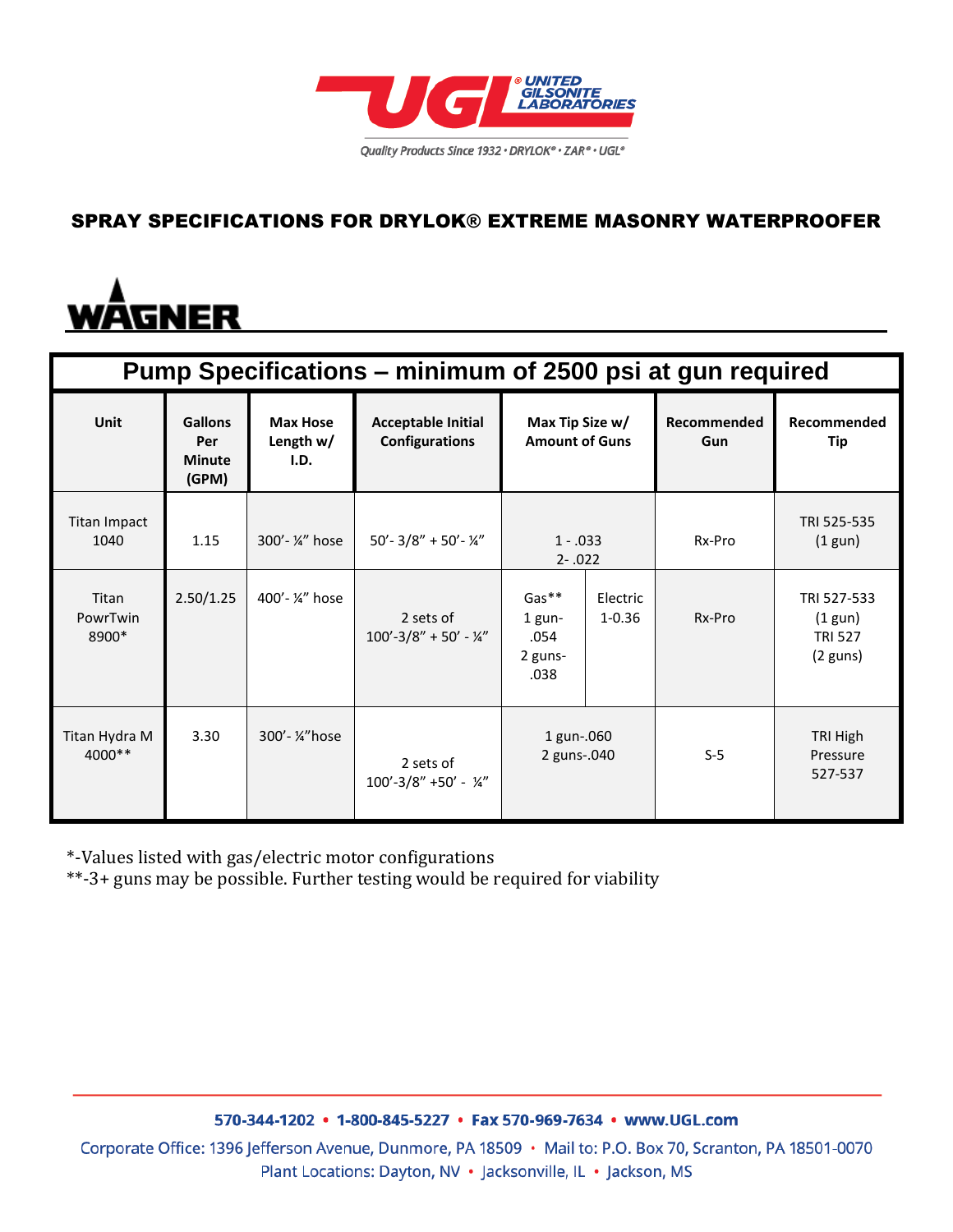UNITED GILSONITE LABORATORIES

*Quality Products Since 1932 • DRYLOK® • ZAR® • UGL®*

# SPRAY SPECIFICATIONS FOR DRYLOK® EXTREME MASONRY WATERPROOFER

## WAGNER

| Pump Specifications – minimum of 2500 psi at gun required | | | | | | | |
|---|---|---|---|---|---|---|---|
| **Unit** | **Gallons Per Minute (GPM)** | **Max Hose Length w/ I.D.** | **Acceptable Initial Configurations** | **Max Tip Size w/ Amount of Guns** | | **Recommended Gun** | **Recommended Tip** |
| Titan Impact 1040 | 1.15 | 300'- ¼" hose | 50'- 3/8" + 50'- ¼" | 1 - .033<br>2- .022 | | Rx-Pro | TRI 525-535 (1 gun) |
| Titan PowrTwin 8900* | 2.50/1.25 | 400'- ¼" hose | 2 sets of 100'-3/8" + 50' - ¼" | Gas**<br>1 gun- .054<br>2 guns- .038 | Electric<br>1-0.36 | Rx-Pro | TRI 527-533 (1 gun)<br>TRI 527 (2 guns) |
| Titan Hydra M 4000** | 3.30 | 300'- ¼"hose | 2 sets of 100'-3/8" +50' - ¼" | 1 gun-.060<br>2 guns-.040 | | S-5 | TRI High Pressure 527-537 |

*-Values listed with gas/electric motor configurations
**-3+ guns may be possible. Further testing would be required for viability

570-344-1202 • 1-800-845-5227 • Fax 570-969-7634 • www.UGL.com
Corporate Office: 1396 Jefferson Avenue, Dunmore, PA 18509 • Mail to: P.O. Box 70, Scranton, PA 18501-0070
Plant Locations: Dayton, NV • Jacksonville, IL • Jackson, MS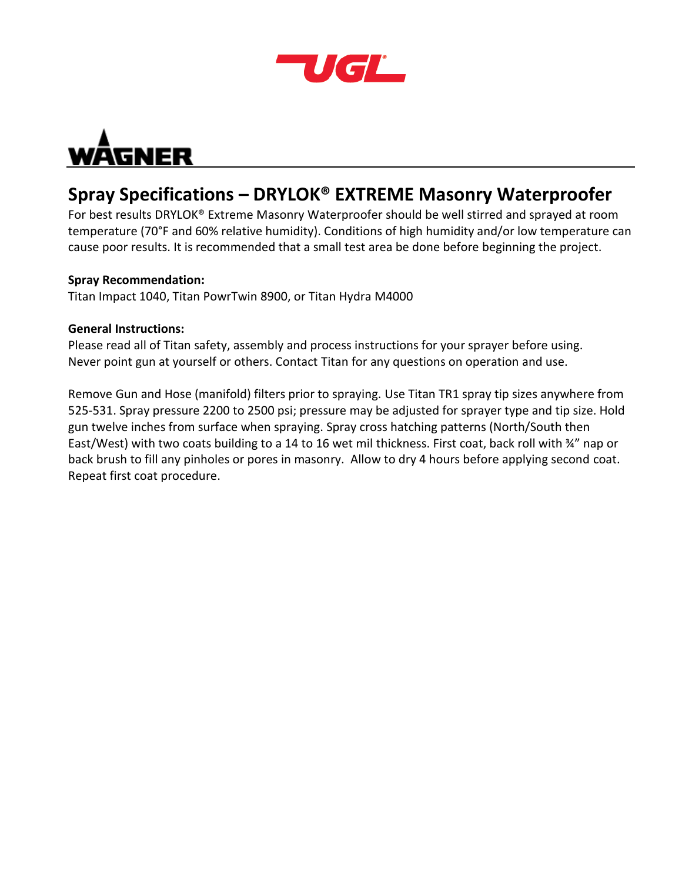## Spray Specifications – DRYLOK® EXTREME Masonry Waterproofer

For best results DRYLOK® Extreme Masonry Waterproofer should be well stirred and sprayed at room temperature (70°F and 60% relative humidity). Conditions of high humidity and/or low temperature can cause poor results. It is recommended that a small test area be done before beginning the project.

**Spray Recommendation:**
Titan Impact 1040, Titan PowrTwin 8900, or Titan Hydra M4000

**General Instructions:**
Please read all of Titan safety, assembly and process instructions for your sprayer before using. Never point gun at yourself or others. Contact Titan for any questions on operation and use.

Remove Gun and Hose (manifold) filters prior to spraying. Use Titan TR1 spray tip sizes anywhere from 525-531. Spray pressure 2200 to 2500 psi; pressure may be adjusted for sprayer type and tip size. Hold gun twelve inches from surface when spraying. Spray cross hatching patterns (North/South then East/West) with two coats building to a 14 to 16 wet mil thickness. First coat, back roll with ¾" nap or back brush to fill any pinholes or pores in masonry. Allow to dry 4 hours before applying second coat. Repeat first coat procedure.